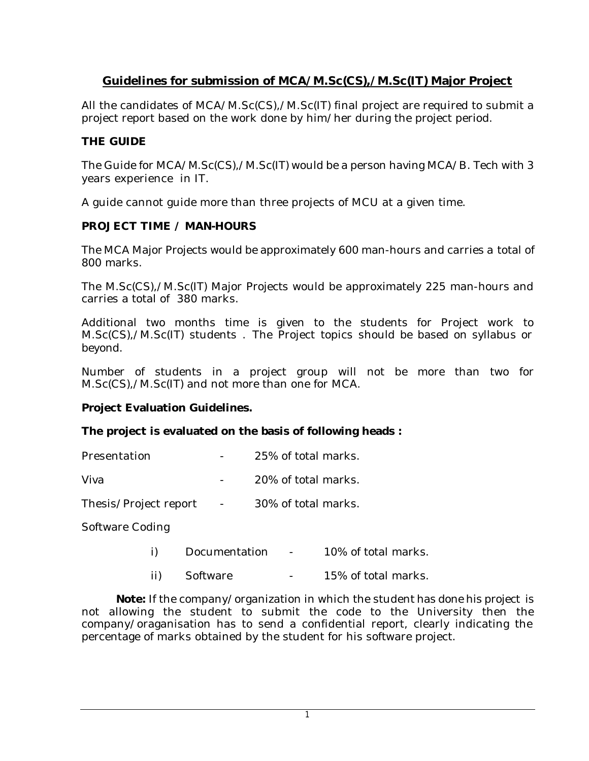## Guidelines for submission of MCA/M.Sc(CS),/M.Sc(IT) Major Project

All the candidates of MCA/M.Sc(CS),/M.Sc(IT) final project are required to submit a project report based on the work done by him/her during the project period.

### THE GUIDE

The Guide for MCA/M.Sc(CS),/M.Sc(IT) would be a person having MCA/B. Tech with 3 years experience in IT.

A guide cannot guide more than three projects of MCU at a given time.

### PROJECT TIME / MAN-HOURS

The MCA Major Projects would be approximately 600 man-hours and carries a total of 800 marks.

The M.Sc(CS),/M.Sc(IT) Major Projects would be approximately 225 man-hours and carries a total of 380 marks.

Additional two months time is given to the students for Project work to M.Sc(CS),/M.Sc(IT) students . The Project topics should be based on syllabus or beyond.

Number of students in a project group will not be more than two for M.Sc(CS),/M.Sc(IT) and not more than one for MCA.

**Project Evaluation Guidelines.**

**The project is evaluated on the basis of following heads :**

Presentation - 25% of total marks.

Viva - 20% of total marks.

Thesis/Project report - 30% of total marks.

Software Coding

- i) Documentation - 10% of total marks.
- ii) Software - 15% of total marks.

**Note:** If the company/organization in which the student has done his project is not allowing the student to submit the code to the University then the company/oraganisation has to send a confidential report, clearly indicating the percentage of marks obtained by the student for his software project.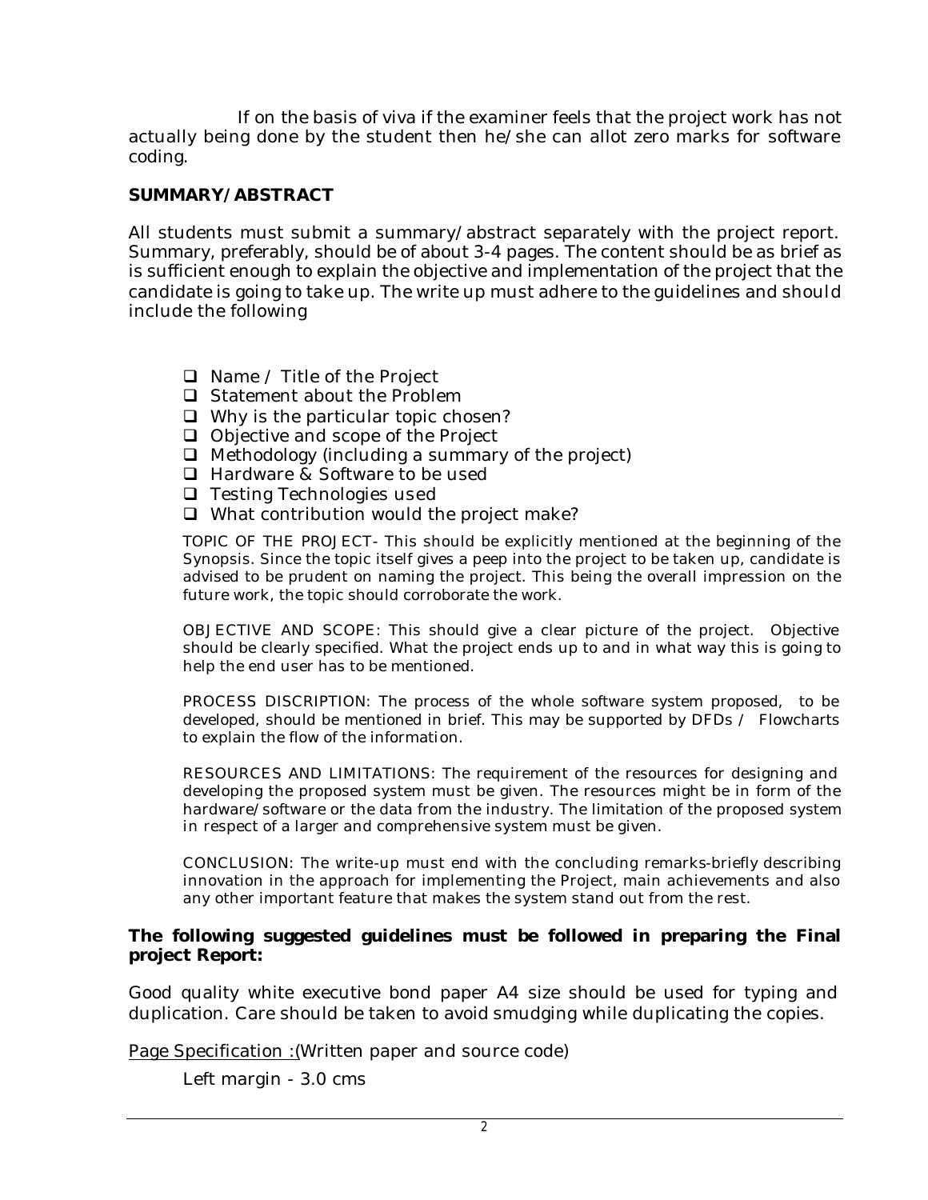If on the basis of viva if the examiner feels that the project work has not actually being done by the student then he/she can allot zero marks for software coding.

**SUMMARY/ABSTRACT**

All students must submit a summary/abstract separately with the project report. Summary, preferably, should be of about 3-4 pages. The content should be as brief as is sufficient enough to explain the objective and implementation of the project that the candidate is going to take up. The write up must adhere to the guidelines and should include the following

- Name / Title of the Project
- Statement about the Problem
- Why is the particular topic chosen?
- Objective and scope of the Project
- Methodology (including a summary of the project)
- Hardware & Software to be used
- Testing Technologies used
- What contribution would the project make?

TOPIC OF THE PROJECT- This should be explicitly mentioned at the beginning of the Synopsis. Since the topic itself gives a peep into the project to be taken up, candidate is advised to be prudent on naming the project. This being the overall impression on the future work, the topic should corroborate the work.

OBJECTIVE AND SCOPE: This should give a clear picture of the project. Objective should be clearly specified. What the project ends up to and in what way this is going to help the end user has to be mentioned.

PROCESS DISCRIPTION: The process of the whole software system proposed, to be developed, should be mentioned in brief. This may be supported by DFDs / Flowcharts to explain the flow of the information.

RESOURCES AND LIMITATIONS: The requirement of the resources for designing and developing the proposed system must be given. The resources might be in form of the hardware/software or the data from the industry. The limitation of the proposed system in respect of a larger and comprehensive system must be given.

CONCLUSION: The write-up must end with the concluding remarks-briefly describing innovation in the approach for implementing the Project, main achievements and also any other important feature that makes the system stand out from the rest.

**The following suggested guidelines must be followed in preparing the Final project Report:**

Good quality white executive bond paper A4 size should be used for typing and duplication. Care should be taken to avoid smudging while duplicating the copies.

<u>Page Specification :</u>(Written paper and source code)

Left margin - 3.0 cms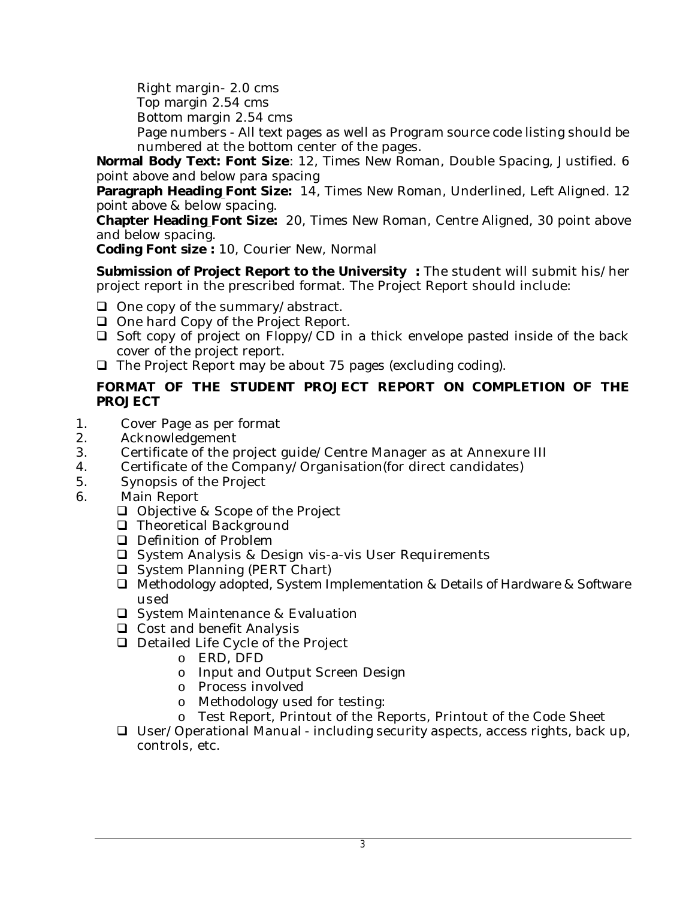Right margin- 2.0 cms
Top margin 2.54 cms
Bottom margin 2.54 cms
Page numbers - All text pages as well as Program source code listing should be numbered at the bottom center of the pages.

**Normal Body Text: Font Size**: 12, Times New Roman, Double Spacing, Justified. 6 point above and below para spacing

**Paragraph Heading Font Size:** 14, Times New Roman, Underlined, Left Aligned. 12 point above & below spacing.

**Chapter Heading Font Size:** 20, Times New Roman, Centre Aligned, 30 point above and below spacing.

**Coding Font size :** 10, Courier New, Normal

**Submission of Project Report to the University :** The student will submit his/her project report in the prescribed format. The Project Report should include:

- One copy of the summary/abstract.
- One hard Copy of the Project Report.
- Soft copy of project on Floppy/CD in a thick envelope pasted inside of the back cover of the project report.
- The Project Report may be about 75 pages (excluding coding).

**FORMAT OF THE STUDENT PROJECT REPORT ON COMPLETION OF THE PROJECT**

1. Cover Page as per format
2. Acknowledgement
3. Certificate of the project guide/Centre Manager as at Annexure III
4. Certificate of the Company/Organisation(for direct candidates)
5. Synopsis of the Project
6. Main Report
    - Objective & Scope of the Project
    - Theoretical Background
    - Definition of Problem
    - System Analysis & Design vis-a-vis User Requirements
    - System Planning (PERT Chart)
    - Methodology adopted, System Implementation & Details of Hardware & Software used
    - System Maintenance & Evaluation
    - Cost and benefit Analysis
    - Detailed Life Cycle of the Project
        - ERD, DFD
        - Input and Output Screen Design
        - Process involved
        - Methodology used for testing:
        - Test Report, Printout of the Reports, Printout of the Code Sheet
    - User/Operational Manual - including security aspects, access rights, back up, controls, etc.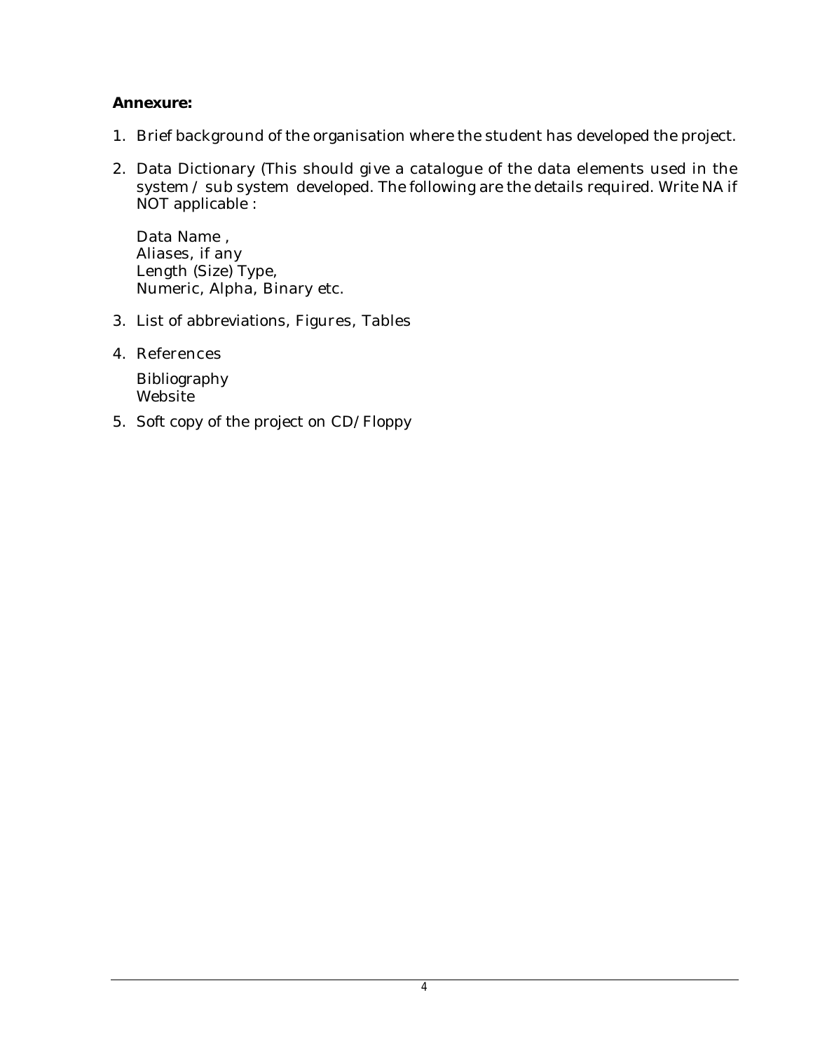**Annexure:**

1. Brief background of the organisation where the student has developed the project.
2. Data Dictionary (This should give a catalogue of the data elements used in the system / sub system developed. The following are the details required. Write NA if NOT applicable :

   Data Name ,
   Aliases, if any
   Length (Size) Type,
   Numeric, Alpha, Binary etc.

3. List of abbreviations, Figures, Tables
4. References

   Bibliography
   Website

5. Soft copy of the project on CD/Floppy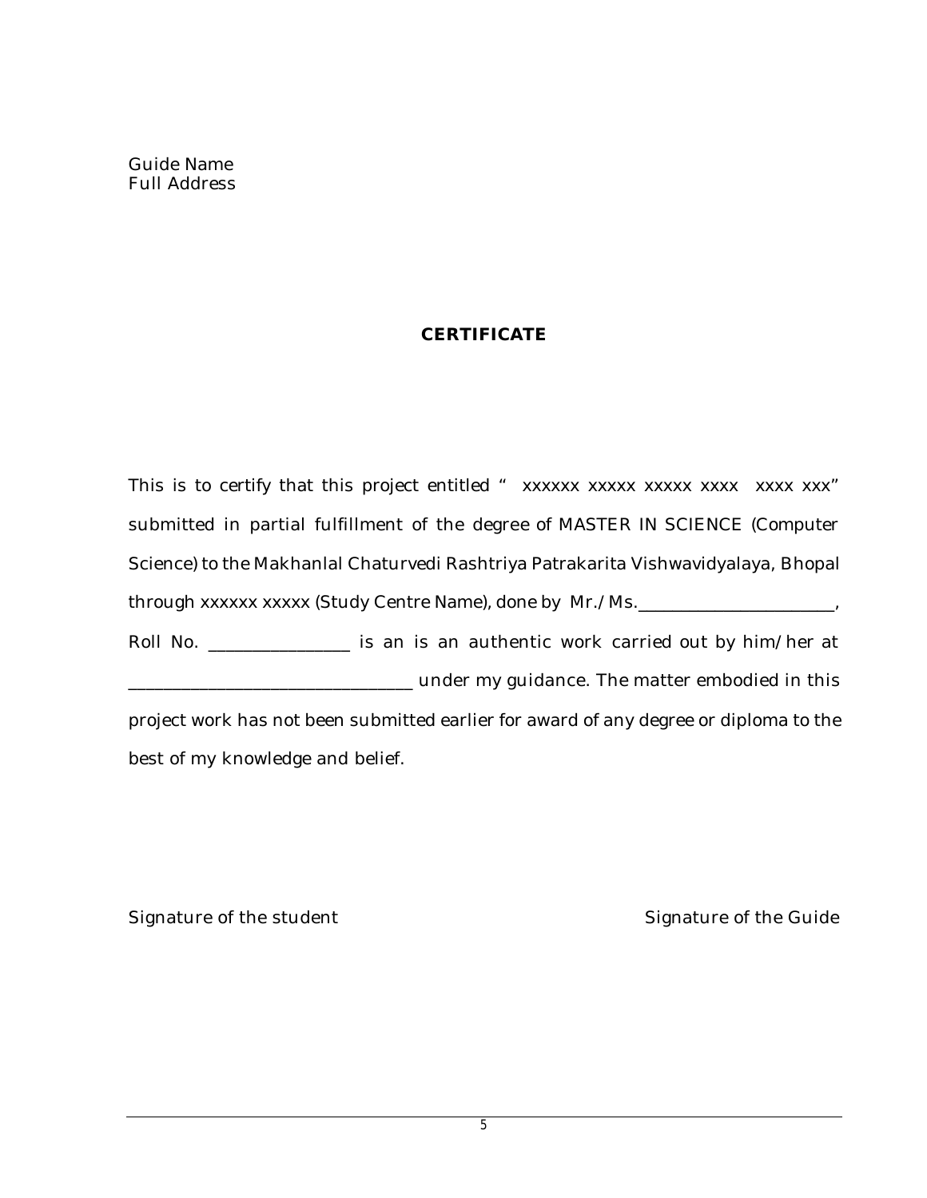Guide Name
Full Address

## CERTIFICATE

This is to certify that this project entitled " xxxxxx xxxxx xxxxx xxxx xxxx xxx" submitted in partial fulfillment of the degree of MASTER IN SCIENCE (Computer Science) to the Makhanlal Chaturvedi Rashtriya Patrakarita Vishwavidyalaya, Bhopal through xxxxxx xxxxx (Study Centre Name), done by Mr./Ms.______________________, Roll No. ________________ is an is an authentic work carried out by him/her at _______________________________ under my guidance. The matter embodied in this project work has not been submitted earlier for award of any degree or diploma to the best of my knowledge and belief.

Signature of the student                                                                 Signature of the Guide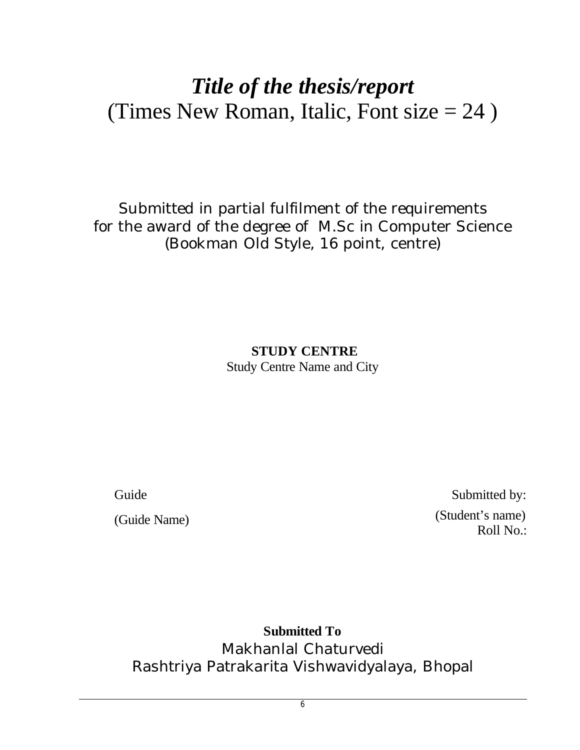# *Title of the thesis/report*

(Times New Roman, Italic, Font size = 24 )

Submitted in partial fulfilment of the requirements
for the award of the degree of M.Sc in Computer Science
(Bookman Old Style, 16 point, centre)

**STUDY CENTRE**
Study Centre Name and City

Guide

(Guide Name)

Submitted by:

(Student's name)
Roll No.:

**Submitted To**
Makhanlal Chaturvedi
Rashtriya Patrakarita Vishwavidyalaya, Bhopal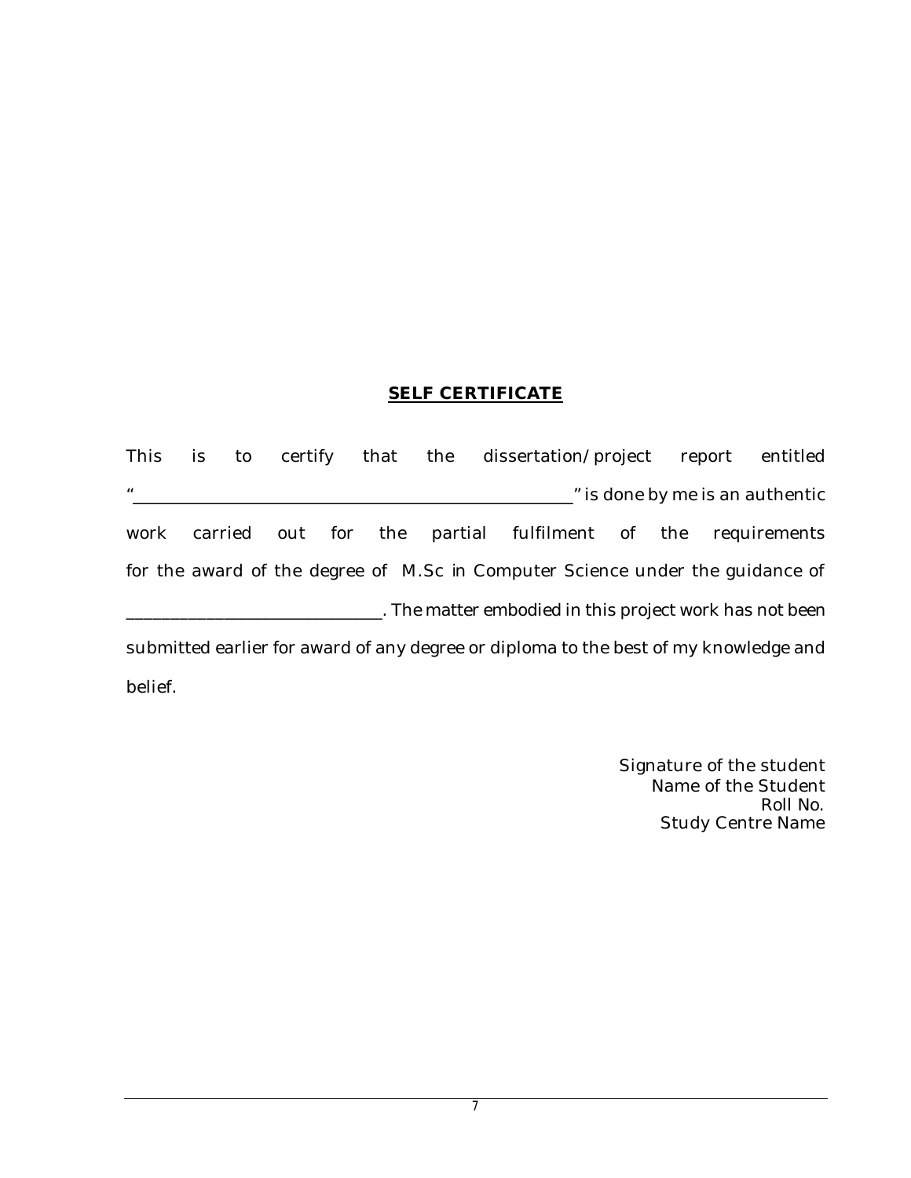## SELF CERTIFICATE

This is to certify that the dissertation/project report entitled "\_\_\_\_\_\_\_\_\_\_\_\_\_\_\_\_\_\_\_\_\_\_\_\_\_\_\_\_\_\_\_\_\_\_\_\_\_\_\_\_\_\_\_\_\_\_\_\_" is done by me is an authentic work carried out for the partial fulfilment of the requirements for the award of the degree of M.Sc in Computer Science under the guidance of \_\_\_\_\_\_\_\_\_\_\_\_\_\_\_\_\_\_\_\_\_\_\_\_\_\_\_\_\_\_. The matter embodied in this project work has not been submitted earlier for award of any degree or diploma to the best of my knowledge and belief.

Signature of the student  
Name of the Student  
Roll No.  
Study Centre Name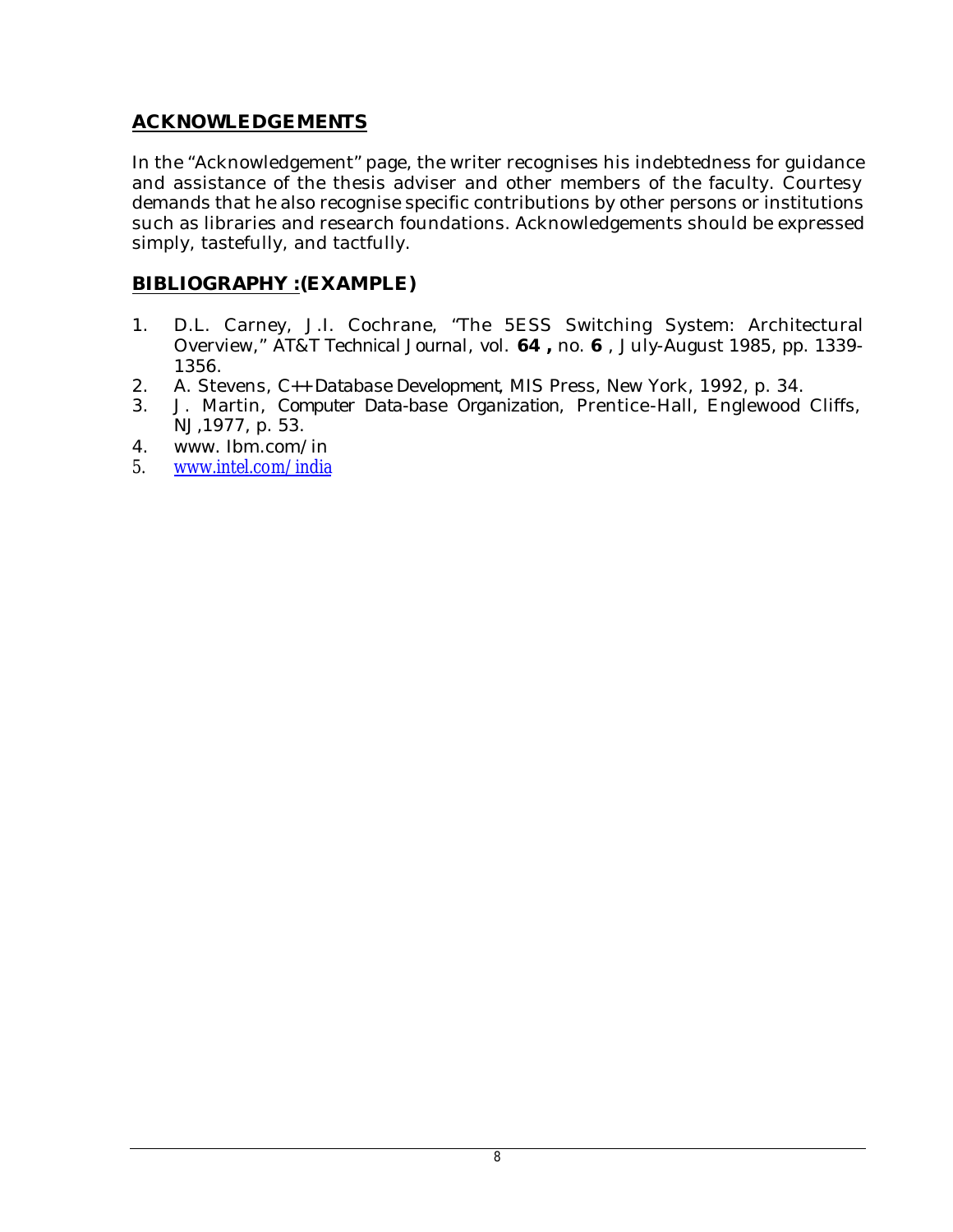## ACKNOWLEDGEMENTS

In the "Acknowledgement" page, the writer recognises his indebtedness for guidance and assistance of the thesis adviser and other members of the faculty. Courtesy demands that he also recognise specific contributions by other persons or institutions such as libraries and research foundations. Acknowledgements should be expressed simply, tastefully, and tactfully.

## BIBLIOGRAPHY :(EXAMPLE)

1. D.L. Carney, J.I. Cochrane, "The 5ESS Switching System: Architectural Overview," *AT&T Technical Journal*, vol. **64 ,** no. **6** , July-August 1985, pp. 1339-1356.
2. A. Stevens, *C++ Database Development*, MIS Press, New York, 1992, p. 34.
3. J. Martin, *Computer Data-base Organization*, Prentice-Hall, Englewood Cliffs, NJ,1977, p. 53.
4. www. Ibm.com/in
5. www.intel.com/india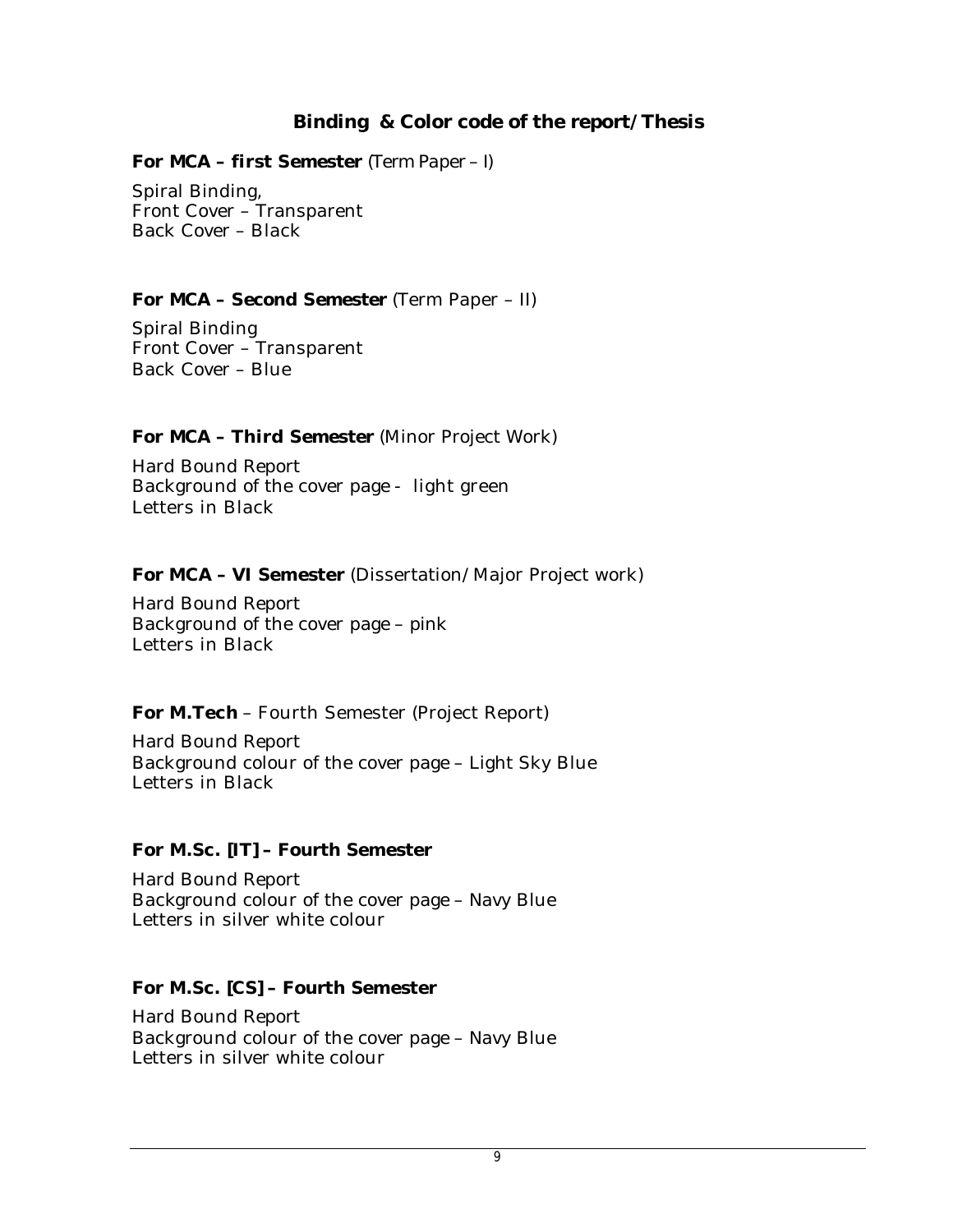## Binding & Color code of the report/Thesis

**For MCA – first Semester** (Term Paper – I)

Spiral Binding,
Front Cover – Transparent
Back Cover – Black

**For MCA – Second Semester** (Term Paper – II)

Spiral Binding
Front Cover – Transparent
Back Cover – Blue

**For MCA – Third Semester** (Minor Project Work)

Hard Bound Report
Background of the cover page - light green
Letters in Black

**For MCA – VI Semester** (Dissertation/Major Project work)

Hard Bound Report
Background of the cover page – pink
Letters in Black

**For M.Tech** – Fourth Semester (Project Report)

Hard Bound Report
Background colour of the cover page – Light Sky Blue
Letters in Black

**For M.Sc. [IT] – Fourth Semester**

Hard Bound Report
Background colour of the cover page – Navy Blue
Letters in silver white colour

**For M.Sc. [CS] – Fourth Semester**

Hard Bound Report
Background colour of the cover page – Navy Blue
Letters in silver white colour